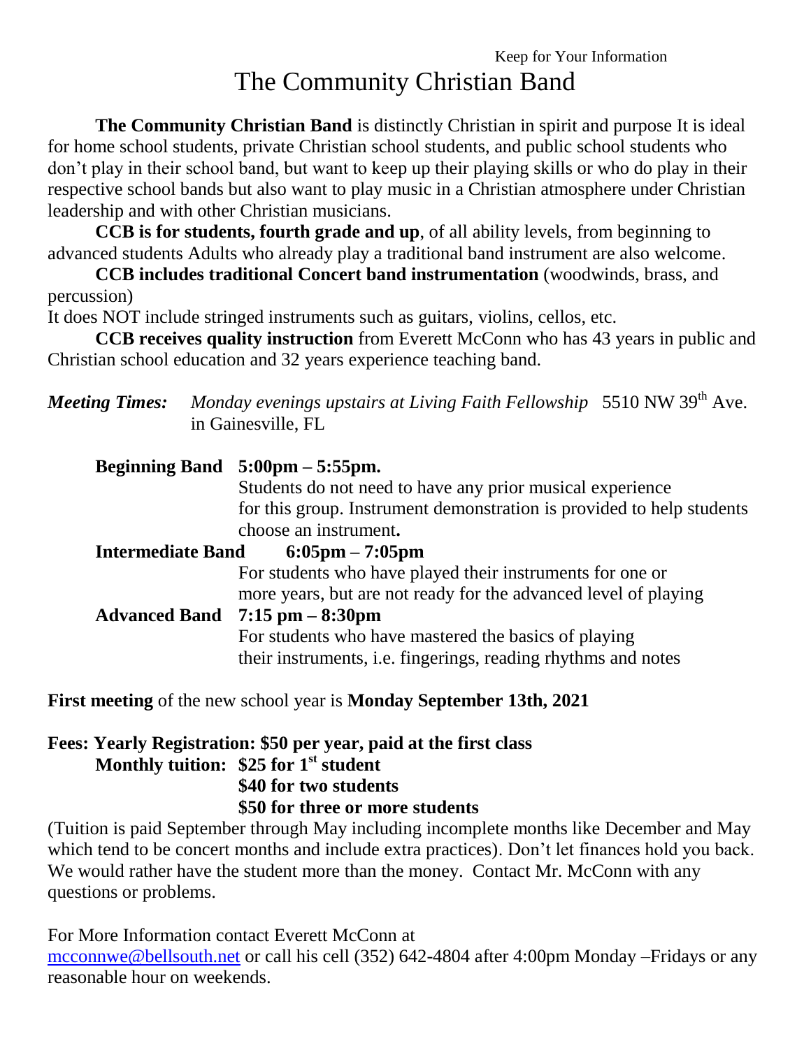Keep for Your Information

# The Community Christian Band

**The Community Christian Band** is distinctly Christian in spirit and purpose It is ideal for home school students, private Christian school students, and public school students who don't play in their school band, but want to keep up their playing skills or who do play in their respective school bands but also want to play music in a Christian atmosphere under Christian leadership and with other Christian musicians.

**CCB is for students, fourth grade and up**, of all ability levels, from beginning to advanced students Adults who already play a traditional band instrument are also welcome.

**CCB includes traditional Concert band instrumentation** (woodwinds, brass, and percussion)
It does NOT include stringed instruments such as guitars, violins, cellos, etc.

**CCB receives quality instruction** from Everett McConn who has 43 years in public and Christian school education and 32 years experience teaching band.

***Meeting Times:*** *Monday evenings upstairs at Living Faith Fellowship* 5510 NW 39th Ave. in Gainesville, FL

**Beginning Band 5:00pm – 5:55pm.**
Students do not need to have any prior musical experience for this group. Instrument demonstration is provided to help students choose an instrument.

**Intermediate Band 6:05pm – 7:05pm**
For students who have played their instruments for one or more years, but are not ready for the advanced level of playing

**Advanced Band 7:15 pm – 8:30pm**
For students who have mastered the basics of playing their instruments, i.e. fingerings, reading rhythms and notes

**First meeting** of the new school year is **Monday September 13th, 2021**

**Fees: Yearly Registration: $50 per year, paid at the first class**
**Monthly tuition: $25 for 1st student**
**$40 for two students**
**$50 for three or more students**

(Tuition is paid September through May including incomplete months like December and May which tend to be concert months and include extra practices). Don't let finances hold you back. We would rather have the student more than the money. Contact Mr. McConn with any questions or problems.

For More Information contact Everett McConn at mcconnwe@bellsouth.net or call his cell (352) 642-4804 after 4:00pm Monday –Fridays or any reasonable hour on weekends.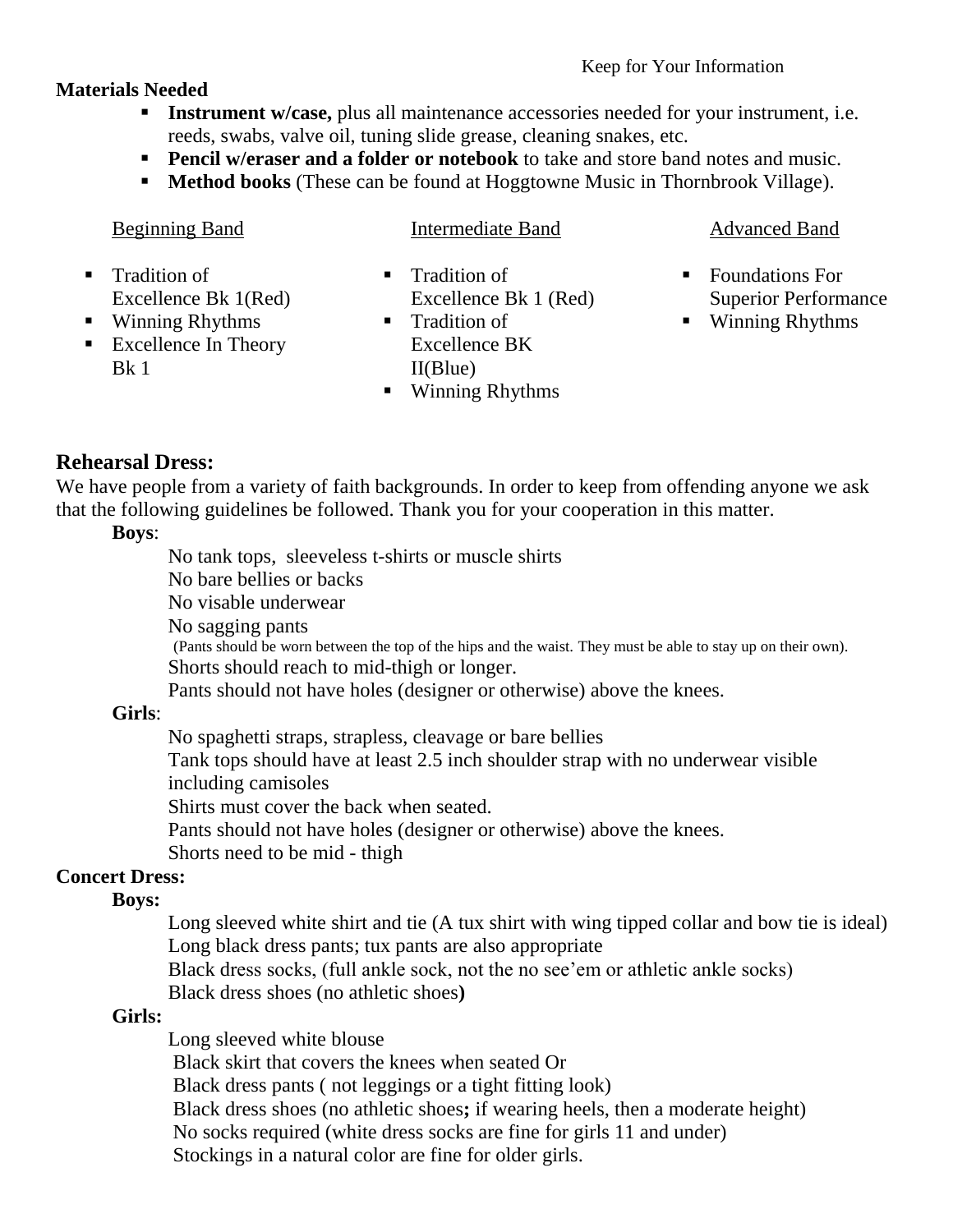Keep for Your Information

**Materials Needed**

- **Instrument w/case,** plus all maintenance accessories needed for your instrument, i.e. reeds, swabs, valve oil, tuning slide grease, cleaning snakes, etc.
- **Pencil w/eraser and a folder or notebook** to take and store band notes and music.
- **Method books** (These can be found at Hoggtowne Music in Thornbrook Village).

<u>Beginning Band</u>

- Tradition of Excellence Bk 1(Red)
- Winning Rhythms
- Excellence In Theory Bk 1

<u>Intermediate Band</u>

- Tradition of Excellence Bk 1 (Red)
- Tradition of Excellence BK II(Blue)
- Winning Rhythms

<u>Advanced Band</u>

- Foundations For Superior Performance
- Winning Rhythms

## Rehearsal Dress:

We have people from a variety of faith backgrounds. In order to keep from offending anyone we ask that the following guidelines be followed. Thank you for your cooperation in this matter.

**Boys**:

No tank tops, sleeveless t-shirts or muscle shirts
No bare bellies or backs
No visable underwear
No sagging pants
(Pants should be worn between the top of the hips and the waist. They must be able to stay up on their own).
Shorts should reach to mid-thigh or longer.
Pants should not have holes (designer or otherwise) above the knees.

**Girls**:

No spaghetti straps, strapless, cleavage or bare bellies
Tank tops should have at least 2.5 inch shoulder strap with no underwear visible including camisoles
Shirts must cover the back when seated.
Pants should not have holes (designer or otherwise) above the knees.
Shorts need to be mid - thigh

**Concert Dress:**

**Boys:**

Long sleeved white shirt and tie (A tux shirt with wing tipped collar and bow tie is ideal)
Long black dress pants; tux pants are also appropriate
Black dress socks, (full ankle sock, not the no see'em or athletic ankle socks)
Black dress shoes (no athletic shoes)

**Girls:**

Long sleeved white blouse
Black skirt that covers the knees when seated Or
Black dress pants ( not leggings or a tight fitting look)
Black dress shoes (no athletic shoes**;** if wearing heels, then a moderate height)
No socks required (white dress socks are fine for girls 11 and under)
Stockings in a natural color are fine for older girls.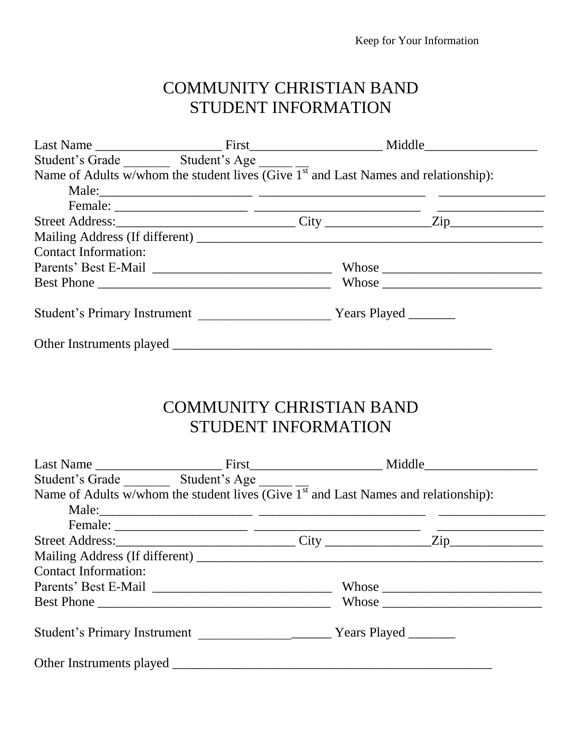Keep for Your Information

# COMMUNITY CHRISTIAN BAND
# STUDENT INFORMATION

Last Name ___________________ First____________________ Middle_________________

Student's Grade _______ Student's Age _____ __

Name of Adults w/whom the student lives (Give 1st and Last Names and relationship):

Male:_______________________ __________________________ ________________

Female: ____________________ __________________________ ________________

Street Address:___________________________ City ________________Zip______________

Mailing Address (If different) _____________________________________________________

Contact Information:

Parents' Best E-Mail ___________________________ Whose ________________________

Best Phone ___________________________________ Whose ________________________

Student's Primary Instrument ____________________ Years Played _______

Other Instruments played __________________________________________________

# COMMUNITY CHRISTIAN BAND
# STUDENT INFORMATION

Last Name ___________________ First____________________ Middle_________________

Student's Grade _______ Student's Age _____ __

Name of Adults w/whom the student lives (Give 1st and Last Names and relationship):

Male:_______________________ __________________________ ________________

Female: ____________________ __________________________ ________________

Street Address:___________________________ City ________________Zip______________

Mailing Address (If different) _____________________________________________________

Contact Information:

Parents' Best E-Mail ___________________________ Whose ________________________

Best Phone ___________________________________ Whose ________________________

Student's Primary Instrument ____________________ Years Played _______

Other Instruments played __________________________________________________